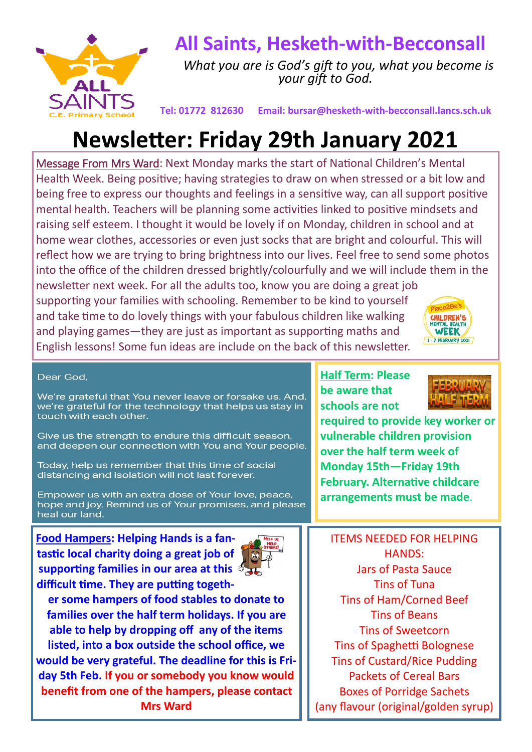# All Saints, Hesketh-with-Becconsall

*What you are is God's gift to you, what you become is your gift to God.*

**Tel: 01772 812630 Email: bursar@hesketh-with-becconsall.lancs.sch.uk**

# Newsletter: Friday 29th January 2021

Message From Mrs Ward: Next Monday marks the start of National Children's Mental Health Week. Being positive; having strategies to draw on when stressed or a bit low and being free to express our thoughts and feelings in a sensitive way, can all support positive mental health. Teachers will be planning some activities linked to positive mindsets and raising self esteem. I thought it would be lovely if on Monday, children in school and at home wear clothes, accessories or even just socks that are bright and colourful. This will reflect how we are trying to bring brightness into our lives. Feel free to send some photos into the office of the children dressed brightly/colourfully and we will include them in the newsletter next week. For all the adults too, know you are doing a great job supporting your families with schooling. Remember to be kind to yourself and take time to do lovely things with your fabulous children like walking and playing games—they are just as important as supporting maths and English lessons! Some fun ideas are include on the back of this newsletter.

Dear God,

We're grateful that You never leave or forsake us. And, we're grateful for the technology that helps us stay in touch with each other.

Give us the strength to endure this difficult season, and deepen our connection with You and Your people.

Today, help us remember that this time of social distancing and isolation will not last forever.

Empower us with an extra dose of Your love, peace, hope and joy. Remind us of Your promises, and please heal our land.

**Half Term: Please be aware that schools are not required to provide key worker or vulnerable children provision over the half term week of Monday 15th—Friday 19th February. Alternative childcare arrangements must be made.**

**Food Hampers: Helping Hands is a fantastic local charity doing a great job of supporting families in our area at this difficult time. They are putting together some hampers of food stables to donate to families over the half term holidays. If you are able to help by dropping off any of the items listed, into a box outside the school office, we would be very grateful. The deadline for this is Friday 5th Feb. If you or somebody you know would benefit from one of the hampers, please contact Mrs Ward**

ITEMS NEEDED FOR HELPING HANDS:

Jars of Pasta Sauce
Tins of Tuna
Tins of Ham/Corned Beef
Tins of Beans
Tins of Sweetcorn
Tins of Spaghetti Bolognese
Tins of Custard/Rice Pudding
Packets of Cereal Bars
Boxes of Porridge Sachets
(any flavour (original/golden syrup)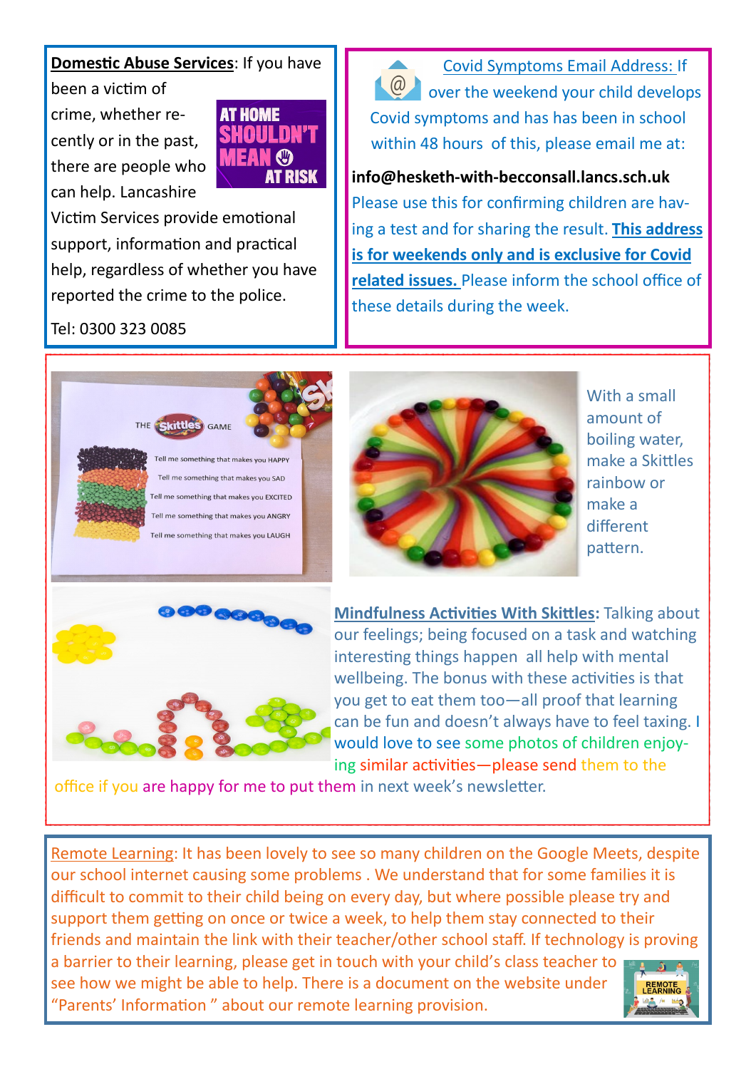**Domestic Abuse Services**: If you have been a victim of crime, whether recently or in the past, there are people who can help. Lancashire Victim Services provide emotional support, information and practical help, regardless of whether you have reported the crime to the police.

AT HOME SHOULDN'T MEAN AT RISK

Tel: 0300 323 0085

Covid Symptoms Email Address: If over the weekend your child develops Covid symptoms and has has been in school within 48 hours of this, please email me at:

**info@hesketh-with-becconsall.lancs.sch.uk**

Please use this for confirming children are having a test and for sharing the result. **This address is for weekends only and is exclusive for Covid related issues.** Please inform the school office of these details during the week.

THE Skittles GAME

Tell me something that makes you HAPPY

Tell me something that makes you SAD

Tell me something that makes you EXCITED

Tell me something that makes you ANGRY

Tell me something that makes you LAUGH

With a small amount of boiling water, make a Skittles rainbow or make a different pattern.

**Mindfulness Activities With Skittles:** Talking about our feelings; being focused on a task and watching interesting things happen all help with mental wellbeing. The bonus with these activities is that you get to eat them too—all proof that learning can be fun and doesn't always have to feel taxing. I would love to see some photos of children enjoying similar activities—please send them to the office if you are happy for me to put them in next week's newsletter.

Remote Learning: It has been lovely to see so many children on the Google Meets, despite our school internet causing some problems . We understand that for some families it is difficult to commit to their child being on every day, but where possible please try and support them getting on once or twice a week, to help them stay connected to their friends and maintain the link with their teacher/other school staff. If technology is proving a barrier to their learning, please get in touch with your child's class teacher to see how we might be able to help. There is a document on the website under "Parents' Information " about our remote learning provision.

REMOTE LEARNING